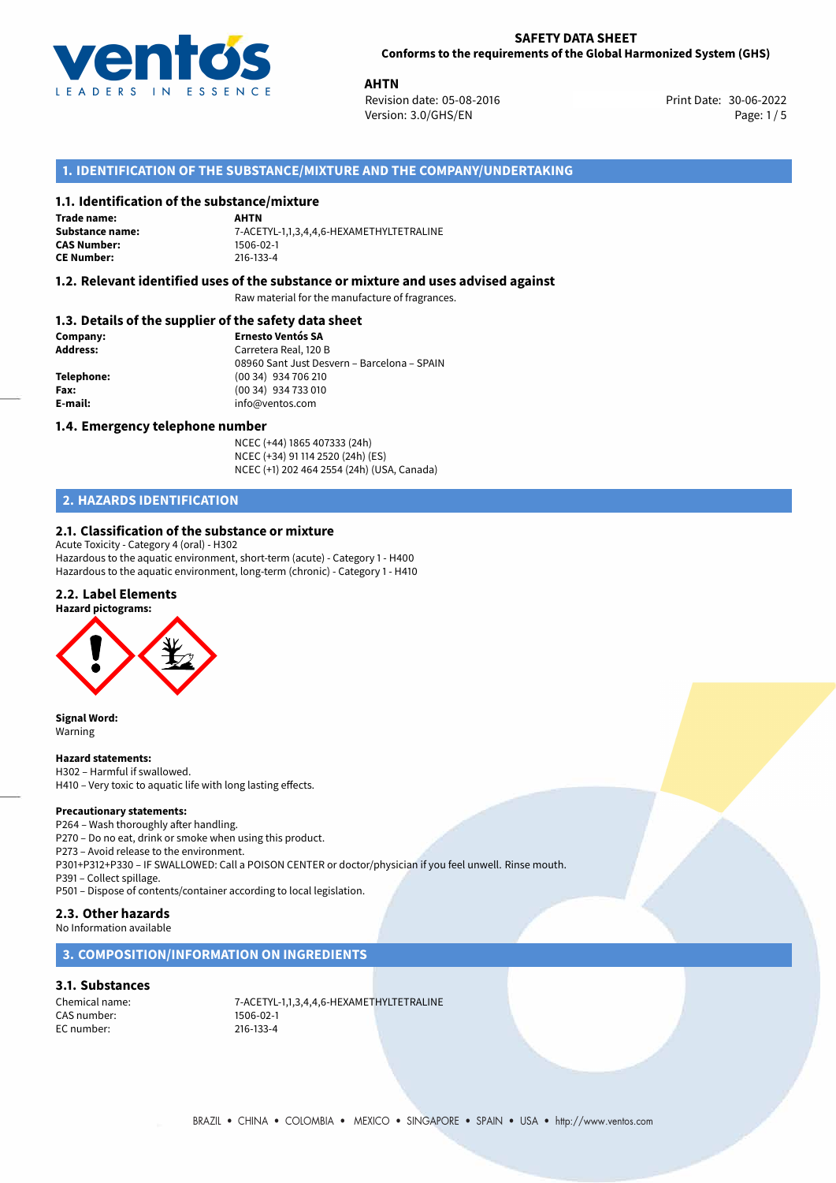**SAFETY DATA SHEET**
**Conforms to the requirements of the Global Harmonized System (GHS)**

**AHTN**
Revision date: 05-08-2016
Version: 3.0/GHS/EN
Print Date: 30-06-2022

## 1. IDENTIFICATION OF THE SUBSTANCE/MIXTURE AND THE COMPANY/UNDERTAKING

### 1.1. Identification of the substance/mixture

**Trade name:** AHTN
**Substance name:** 7-ACETYL-1,1,3,4,4,6-HEXAMETHYLTETRALINE
**CAS Number:** 1506-02-1
**CE Number:** 216-133-4

### 1.2. Relevant identified uses of the substance or mixture and uses advised against

Raw material for the manufacture of fragrances.

### 1.3. Details of the supplier of the safety data sheet

**Company:** Ernesto Ventós SA
**Address:** Carretera Real, 120 B
08960 Sant Just Desvern – Barcelona – SPAIN
**Telephone:** (00 34) 934 706 210
**Fax:** (00 34) 934 733 010
**E-mail:** info@ventos.com

### 1.4. Emergency telephone number

NCEC (+44) 1865 407333 (24h)
NCEC (+34) 91 114 2520 (24h) (ES)
NCEC (+1) 202 464 2554 (24h) (USA, Canada)

## 2. HAZARDS IDENTIFICATION

### 2.1. Classification of the substance or mixture

Acute Toxicity - Category 4 (oral) - H302
Hazardous to the aquatic environment, short-term (acute) - Category 1 - H400
Hazardous to the aquatic environment, long-term (chronic) - Category 1 - H410

### 2.2. Label Elements

**Hazard pictograms:**

**Signal Word:**
Warning

**Hazard statements:**
H302 – Harmful if swallowed.
H410 – Very toxic to aquatic life with long lasting effects.

**Precautionary statements:**
P264 – Wash thoroughly after handling.
P270 – Do no eat, drink or smoke when using this product.
P273 – Avoid release to the environment.
P301+P312+P330 – IF SWALLOWED: Call a POISON CENTER or doctor/physician if you feel unwell. Rinse mouth.
P391 – Collect spillage.
P501 – Dispose of contents/container according to local legislation.

### 2.3. Other hazards

No Information available

## 3. COMPOSITION/INFORMATION ON INGREDIENTS

### 3.1. Substances

Chemical name: 7-ACETYL-1,1,3,4,4,6-HEXAMETHYLTETRALINE
CAS number: 1506-02-1
EC number: 216-133-4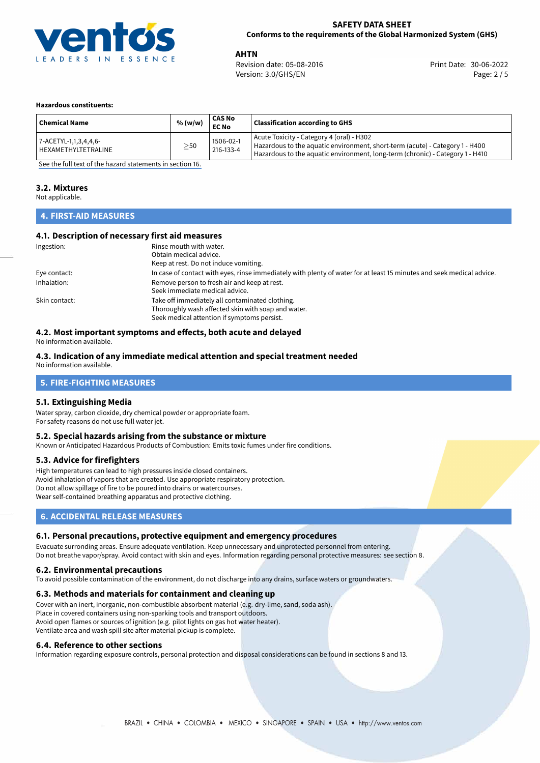**Hazardous constituents:**

| Chemical Name | % (w/w) | CAS No EC No | Classification according to GHS |
|---|---|---|---|
| 7-ACETYL-1,1,3,4,4,6-HEXAMETHYLTETRALINE | ≥50 | 1506-02-1 216-133-4 | Acute Toxicity - Category 4 (oral) - H302 Hazardous to the aquatic environment, short-term (acute) - Category 1 - H400 Hazardous to the aquatic environment, long-term (chronic) - Category 1 - H410 |

See the full text of the hazard statements in section 16.

### 3.2. Mixtures

Not applicable.

## 4. FIRST-AID MEASURES

### 4.1. Description of necessary first aid measures

Ingestion: Rinse mouth with water.
Obtain medical advice.
Keep at rest. Do not induce vomiting.

Eye contact: In case of contact with eyes, rinse immediately with plenty of water for at least 15 minutes and seek medical advice.

Inhalation: Remove person to fresh air and keep at rest.
Seek immediate medical advice.

Skin contact: Take off immediately all contaminated clothing.
Thoroughly wash affected skin with soap and water.
Seek medical attention if symptoms persist.

### 4.2. Most important symptoms and effects, both acute and delayed

No information available.

### 4.3. Indication of any immediate medical attention and special treatment needed

No information available.

## 5. FIRE-FIGHTING MEASURES

### 5.1. Extinguishing Media

Water spray, carbon dioxide, dry chemical powder or appropriate foam.
For safety reasons do not use full water jet.

### 5.2. Special hazards arising from the substance or mixture

Known or Anticipated Hazardous Products of Combustion: Emits toxic fumes under fire conditions.

### 5.3. Advice for firefighters

High temperatures can lead to high pressures inside closed containers.
Avoid inhalation of vapors that are created. Use appropriate respiratory protection.
Do not allow spillage of fire to be poured into drains or watercourses.
Wear self-contained breathing apparatus and protective clothing.

## 6. ACCIDENTAL RELEASE MEASURES

### 6.1. Personal precautions, protective equipment and emergency procedures

Evacuate surronding areas. Ensure adequate ventilation. Keep unnecessary and unprotected personnel from entering.
Do not breathe vapor/spray. Avoid contact with skin and eyes. Information regarding personal protective measures: see section 8.

### 6.2. Environmental precautions

To avoid possible contamination of the environment, do not discharge into any drains, surface waters or groundwaters.

### 6.3. Methods and materials for containment and cleaning up

Cover with an inert, inorganic, non-combustible absorbent material (e.g. dry-lime, sand, soda ash).
Place in covered containers using non-sparking tools and transport outdoors.
Avoid open flames or sources of ignition (e.g. pilot lights on gas hot water heater).
Ventilate area and wash spill site after material pickup is complete.

### 6.4. Reference to other sections

Information regarding exposure controls, personal protection and disposal considerations can be found in sections 8 and 13.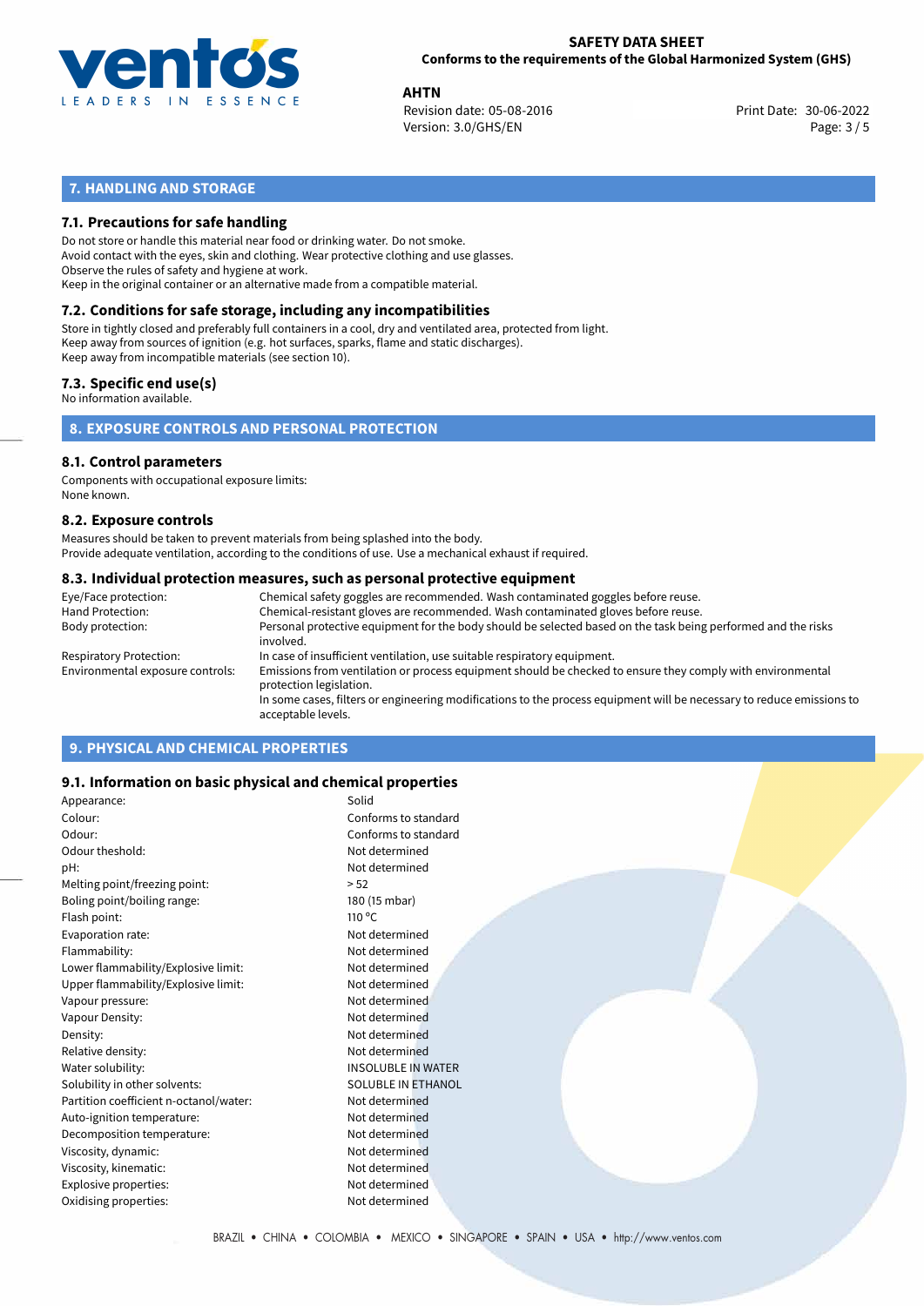## 7. HANDLING AND STORAGE

### 7.1. Precautions for safe handling

Do not store or handle this material near food or drinking water. Do not smoke.
Avoid contact with the eyes, skin and clothing. Wear protective clothing and use glasses.
Observe the rules of safety and hygiene at work.
Keep in the original container or an alternative made from a compatible material.

### 7.2. Conditions for safe storage, including any incompatibilities

Store in tightly closed and preferably full containers in a cool, dry and ventilated area, protected from light.
Keep away from sources of ignition (e.g. hot surfaces, sparks, flame and static discharges).
Keep away from incompatible materials (see section 10).

### 7.3. Specific end use(s)

No information available.

## 8. EXPOSURE CONTROLS AND PERSONAL PROTECTION

### 8.1. Control parameters

Components with occupational exposure limits:
None known.

### 8.2. Exposure controls

Measures should be taken to prevent materials from being splashed into the body.
Provide adequate ventilation, according to the conditions of use. Use a mechanical exhaust if required.

### 8.3. Individual protection measures, such as personal protective equipment

| | |
|---|---|
| Eye/Face protection: | Chemical safety goggles are recommended. Wash contaminated goggles before reuse. |
| Hand Protection: | Chemical-resistant gloves are recommended. Wash contaminated gloves before reuse. |
| Body protection: | Personal protective equipment for the body should be selected based on the task being performed and the risks involved. |
| Respiratory Protection: | In case of insufficient ventilation, use suitable respiratory equipment. |
| Environmental exposure controls: | Emissions from ventilation or process equipment should be checked to ensure they comply with environmental protection legislation. In some cases, filters or engineering modifications to the process equipment will be necessary to reduce emissions to acceptable levels. |

## 9. PHYSICAL AND CHEMICAL PROPERTIES

### 9.1. Information on basic physical and chemical properties

| | |
|---|---|
| Appearance: | Solid |
| Colour: | Conforms to standard |
| Odour: | Conforms to standard |
| Odour theshold: | Not determined |
| pH: | Not determined |
| Melting point/freezing point: | > 52 |
| Boling point/boiling range: | 180 (15 mbar) |
| Flash point: | 110 °C |
| Evaporation rate: | Not determined |
| Flammability: | Not determined |
| Lower flammability/Explosive limit: | Not determined |
| Upper flammability/Explosive limit: | Not determined |
| Vapour pressure: | Not determined |
| Vapour Density: | Not determined |
| Density: | Not determined |
| Relative density: | Not determined |
| Water solubility: | INSOLUBLE IN WATER |
| Solubility in other solvents: | SOLUBLE IN ETHANOL |
| Partition coefficient n-octanol/water: | Not determined |
| Auto-ignition temperature: | Not determined |
| Decomposition temperature: | Not determined |
| Viscosity, dynamic: | Not determined |
| Viscosity, kinematic: | Not determined |
| Explosive properties: | Not determined |
| Oxidising properties: | Not determined |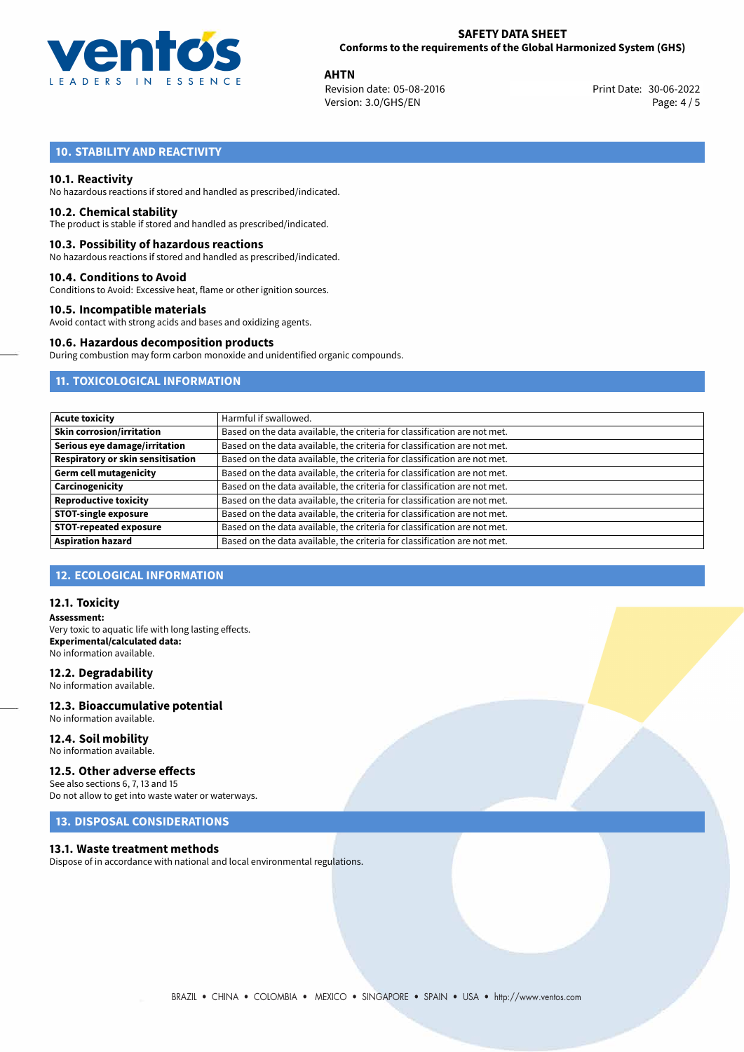## 10. STABILITY AND REACTIVITY

### 10.1. Reactivity

No hazardous reactions if stored and handled as prescribed/indicated.

### 10.2. Chemical stability

The product is stable if stored and handled as prescribed/indicated.

### 10.3. Possibility of hazardous reactions

No hazardous reactions if stored and handled as prescribed/indicated.

### 10.4. Conditions to Avoid

Conditions to Avoid: Excessive heat, flame or other ignition sources.

### 10.5. Incompatible materials

Avoid contact with strong acids and bases and oxidizing agents.

### 10.6. Hazardous decomposition products

During combustion may form carbon monoxide and unidentified organic compounds.

## 11. TOXICOLOGICAL INFORMATION

| | |
|---|---|
| **Acute toxicity** | Harmful if swallowed. |
| **Skin corrosion/irritation** | Based on the data available, the criteria for classification are not met. |
| **Serious eye damage/irritation** | Based on the data available, the criteria for classification are not met. |
| **Respiratory or skin sensitisation** | Based on the data available, the criteria for classification are not met. |
| **Germ cell mutagenicity** | Based on the data available, the criteria for classification are not met. |
| **Carcinogenicity** | Based on the data available, the criteria for classification are not met. |
| **Reproductive toxicity** | Based on the data available, the criteria for classification are not met. |
| **STOT-single exposure** | Based on the data available, the criteria for classification are not met. |
| **STOT-repeated exposure** | Based on the data available, the criteria for classification are not met. |
| **Aspiration hazard** | Based on the data available, the criteria for classification are not met. |

## 12. ECOLOGICAL INFORMATION

### 12.1. Toxicity

**Assessment:**
Very toxic to aquatic life with long lasting effects.
**Experimental/calculated data:**
No information available.

### 12.2. Degradability

No information available.

### 12.3. Bioaccumulative potential

No information available.

### 12.4. Soil mobility

No information available.

### 12.5. Other adverse effects

See also sections 6, 7, 13 and 15
Do not allow to get into waste water or waterways.

## 13. DISPOSAL CONSIDERATIONS

### 13.1. Waste treatment methods

Dispose of in accordance with national and local environmental regulations.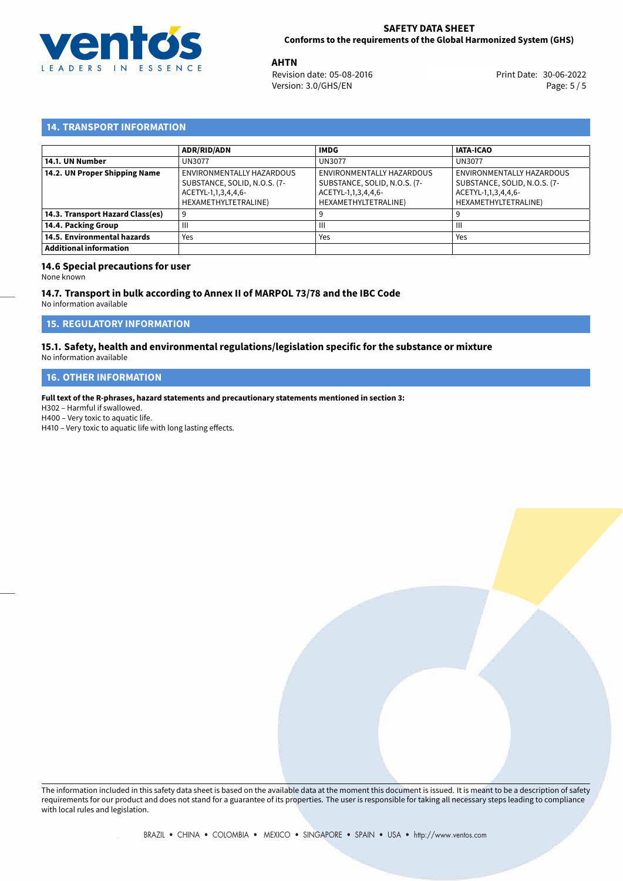## 14. TRANSPORT INFORMATION

| | ADR/RID/ADN | IMDG | IATA-ICAO |
|---|---|---|---|
| **14.1. UN Number** | UN3077 | UN3077 | UN3077 |
| **14.2. UN Proper Shipping Name** | ENVIRONMENTALLY HAZARDOUS SUBSTANCE, SOLID, N.O.S. (7-ACETYL-1,1,3,4,4,6-HEXAMETHYLTETRALINE) | ENVIRONMENTALLY HAZARDOUS SUBSTANCE, SOLID, N.O.S. (7-ACETYL-1,1,3,4,4,6-HEXAMETHYLTETRALINE) | ENVIRONMENTALLY HAZARDOUS SUBSTANCE, SOLID, N.O.S. (7-ACETYL-1,1,3,4,4,6-HEXAMETHYLTETRALINE) |
| **14.3. Transport Hazard Class(es)** | 9 | 9 | 9 |
| **14.4. Packing Group** | III | III | III |
| **14.5. Environmental hazards** | Yes | Yes | Yes |
| **Additional information** | | | |

### 14.6 Special precautions for user

None known

### 14.7. Transport in bulk according to Annex II of MARPOL 73/78 and the IBC Code

No information available

## 15. REGULATORY INFORMATION

### 15.1. Safety, health and environmental regulations/legislation specific for the substance or mixture

No information available

## 16. OTHER INFORMATION

**Full text of the R-phrases, hazard statements and precautionary statements mentioned in section 3:**

H302 – Harmful if swallowed.
H400 – Very toxic to aquatic life.
H410 – Very toxic to aquatic life with long lasting effects.

The information included in this safety data sheet is based on the available data at the moment this document is issued. It is meant to be a description of safety requirements for our product and does not stand for a guarantee of its properties. The user is responsible for taking all necessary steps leading to compliance with local rules and legislation.